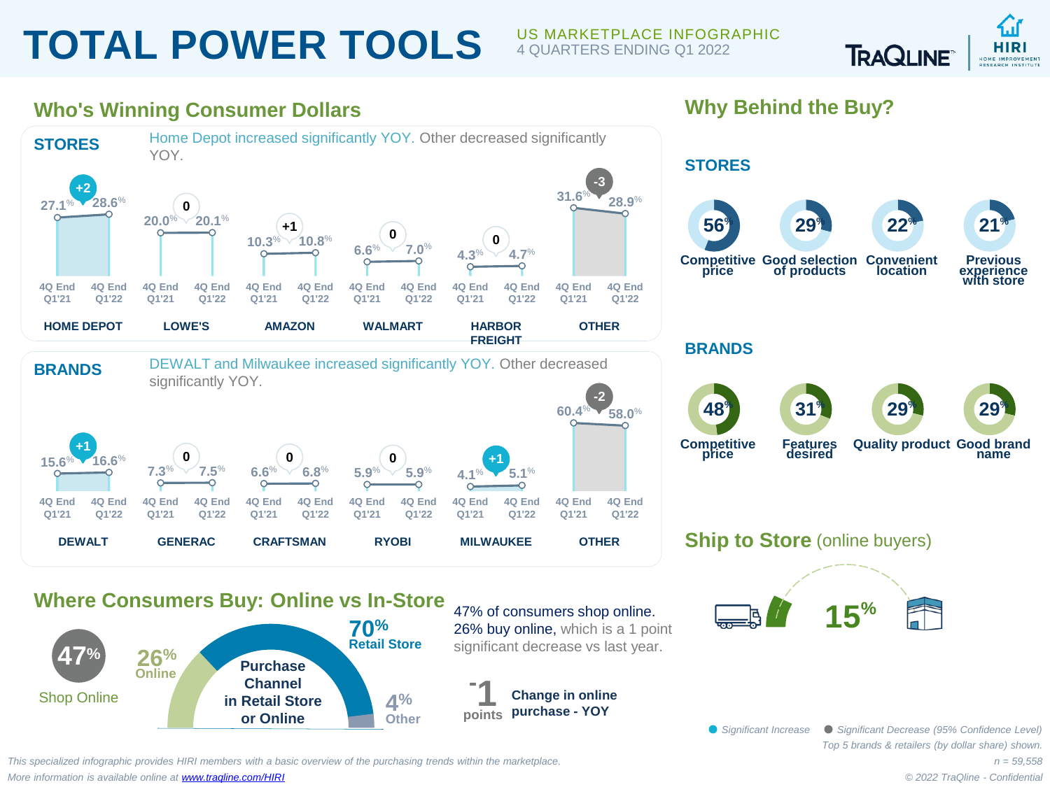# TOTAL POWER TOOLS

US MARKETPLACE INFOGRAPHIC
4 QUARTERS ENDING Q1 2022

TRAQLINE | HIRI HOME IMPROVEMENT RESEARCH INSTITUTE

## Who's Winning Consumer Dollars

### STORES

Home Depot increased significantly YOY. Other decreased significantly YOY.

| Store | 4Q End Q1'21 | 4Q End Q1'22 | Change |
|---|---|---|---|
| HOME DEPOT | 27.1% | 28.6% | +2 |
| LOWE'S | 20.0% | 20.1% | 0 |
| AMAZON | 10.3% | 10.8% | +1 |
| WALMART | 6.6% | 7.0% | 0 |
| HARBOR FREIGHT | 4.3% | 4.7% | 0 |
| OTHER | 31.6% | 28.9% | -3 |

### BRANDS

DEWALT and Milwaukee increased significantly YOY. Other decreased significantly YOY.

| Brand | 4Q End Q1'21 | 4Q End Q1'22 | Change |
|---|---|---|---|
| DEWALT | 15.6% | 16.6% | +1 |
| GENERAC | 7.3% | 7.5% | 0 |
| CRAFTSMAN | 6.6% | 6.8% | 0 |
| RYOBI | 5.9% | 5.9% | 0 |
| MILWAUKEE | 4.1% | 5.1% | +1 |
| OTHER | 60.4% | 58.0% | -2 |

## Where Consumers Buy: Online vs In-Store

**47%** Shop Online

Purchase Channel in Retail Store or Online:
- 70% Retail Store
- 26% Online
- 4% Other

47% of consumers shop online. 26% buy online, which is a 1 point significant decrease vs last year.

**-1 points** Change in online purchase - YOY

## Why Behind the Buy?

### STORES

- 56% Competitive price
- 29% Good selection of products
- 22% Convenient location
- 21% Previous experience with store

### BRANDS

- 48% Competitive price
- 31% Features desired
- 29% Quality product
- 29% Good brand name

## Ship to Store (online buyers)

**15%**

Significant Increase | Significant Decrease (95% Confidence Level)

Top 5 brands & retailers (by dollar share) shown.

n = 59,558

*This specialized infographic provides HIRI members with a basic overview of the purchasing trends within the marketplace.*
*More information is available online at [www.traqline.com/HIRI](www.traqline.com/HIRI)*

*© 2022 TraQline - Confidential*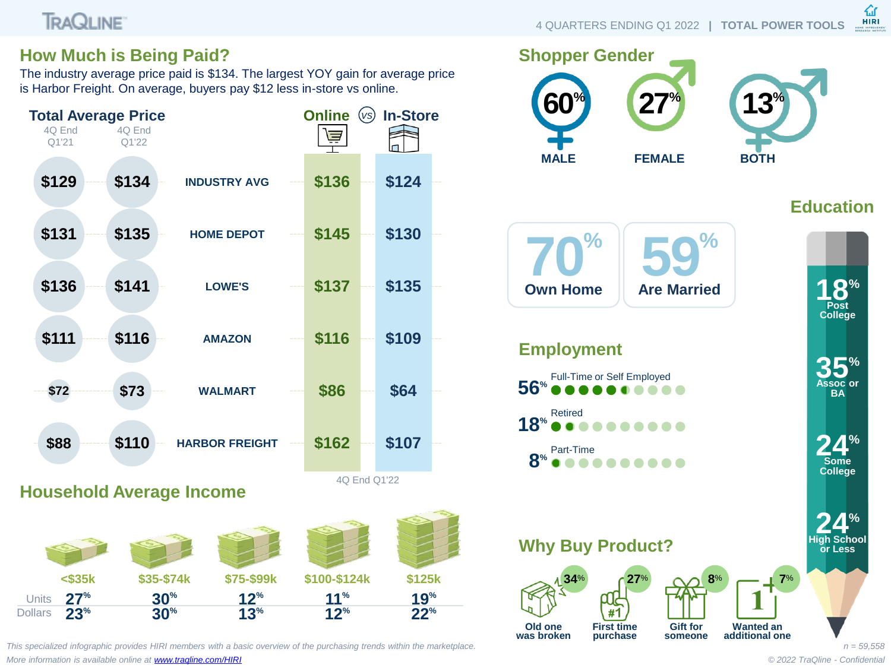4 QUARTERS ENDING Q1 2022 | TOTAL POWER TOOLS

## How Much is Being Paid?

The industry average price paid is $134. The largest YOY gain for average price is Harbor Freight. On average, buyers pay $12 less in-store vs online.

### Total Average Price

| 4Q End Q1'21 | 4Q End Q1'22 | | Online | In-Store |
|---|---|---|---|---|
| $129 | $134 | INDUSTRY AVG | $136 | $124 |
| $131 | $135 | HOME DEPOT | $145 | $130 |
| $136 | $141 | LOWE'S | $137 | $135 |
| $111 | $116 | AMAZON | $116 | $109 |
| $72 | $73 | WALMART | $86 | $64 |
| $88 | $110 | HARBOR FREIGHT | $162 | $107 |

Online vs In-Store: 4Q End Q1'22

## Household Average Income

| | <$35k | $35-$74k | $75-$99k | $100-$124k | $125k |
|---|---|---|---|---|---|
| Units | 27% | 30% | 12% | 11% | 19% |
| Dollars | 23% | 30% | 13% | 12% | 22% |

## Shopper Gender

60% MALE

27% FEMALE

13% BOTH

70% Own Home

59% Are Married

## Education

18% Post College

35% Assoc or BA

24% Some College

24% High School or Less

## Employment

56% Full-Time or Self Employed

18% Retired

8% Part-Time

## Why Buy Product?

34% Old one was broken

27% First time purchase

8% Gift for someone

7% Wanted an additional one

*This specialized infographic provides HIRI members with a basic overview of the purchasing trends within the marketplace.*
*More information is available online at [www.traqline.com/HIRI](www.traqline.com/HIRI)*

n = 59,558

© 2022 TraQline - Confidential